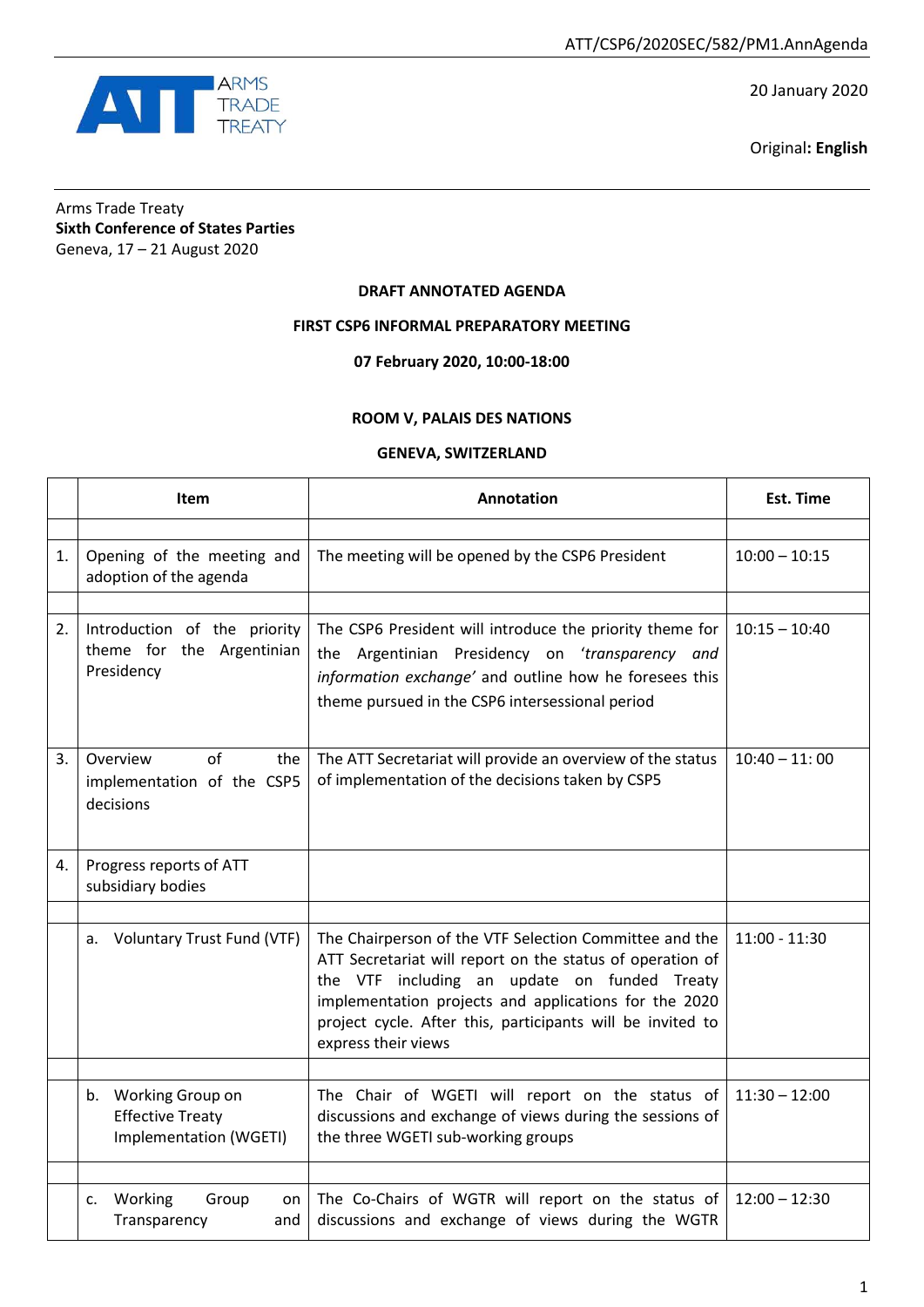ATT/CSP6/2020SEC/582/PM1.AnnAgenda

20 January 2020

Original: **English**

Arms Trade Treaty
**Sixth Conference of States Parties**
Geneva, 17 – 21 August 2020

**DRAFT ANNOTATED AGENDA**

**FIRST CSP6 INFORMAL PREPARATORY MEETING**

**07 February 2020, 10:00-18:00**

**ROOM V, PALAIS DES NATIONS**

**GENEVA, SWITZERLAND**

| | Item | Annotation | Est. Time |
|---|---|---|---|
| | | | |
| 1. | Opening of the meeting and adoption of the agenda | The meeting will be opened by the CSP6 President | 10:00 – 10:15 |
| | | | |
| 2. | Introduction of the priority theme for the Argentinian Presidency | The CSP6 President will introduce the priority theme for the Argentinian Presidency on *'transparency and information exchange'* and outline how he foresees this theme pursued in the CSP6 intersessional period | 10:15 – 10:40 |
| 3. | Overview of the implementation of the CSP5 decisions | The ATT Secretariat will provide an overview of the status of implementation of the decisions taken by CSP5 | 10:40 – 11: 00 |
| 4. | Progress reports of ATT subsidiary bodies | | |
| | | | |
| | a. Voluntary Trust Fund (VTF) | The Chairperson of the VTF Selection Committee and the ATT Secretariat will report on the status of operation of the VTF including an update on funded Treaty implementation projects and applications for the 2020 project cycle. After this, participants will be invited to express their views | 11:00 - 11:30 |
| | | | |
| | b. Working Group on Effective Treaty Implementation (WGETI) | The Chair of WGETI will report on the status of discussions and exchange of views during the sessions of the three WGETI sub-working groups | 11:30 – 12:00 |
| | | | |
| | c. Working Group on Transparency and | The Co-Chairs of WGTR will report on the status of discussions and exchange of views during the WGTR | 12:00 – 12:30 |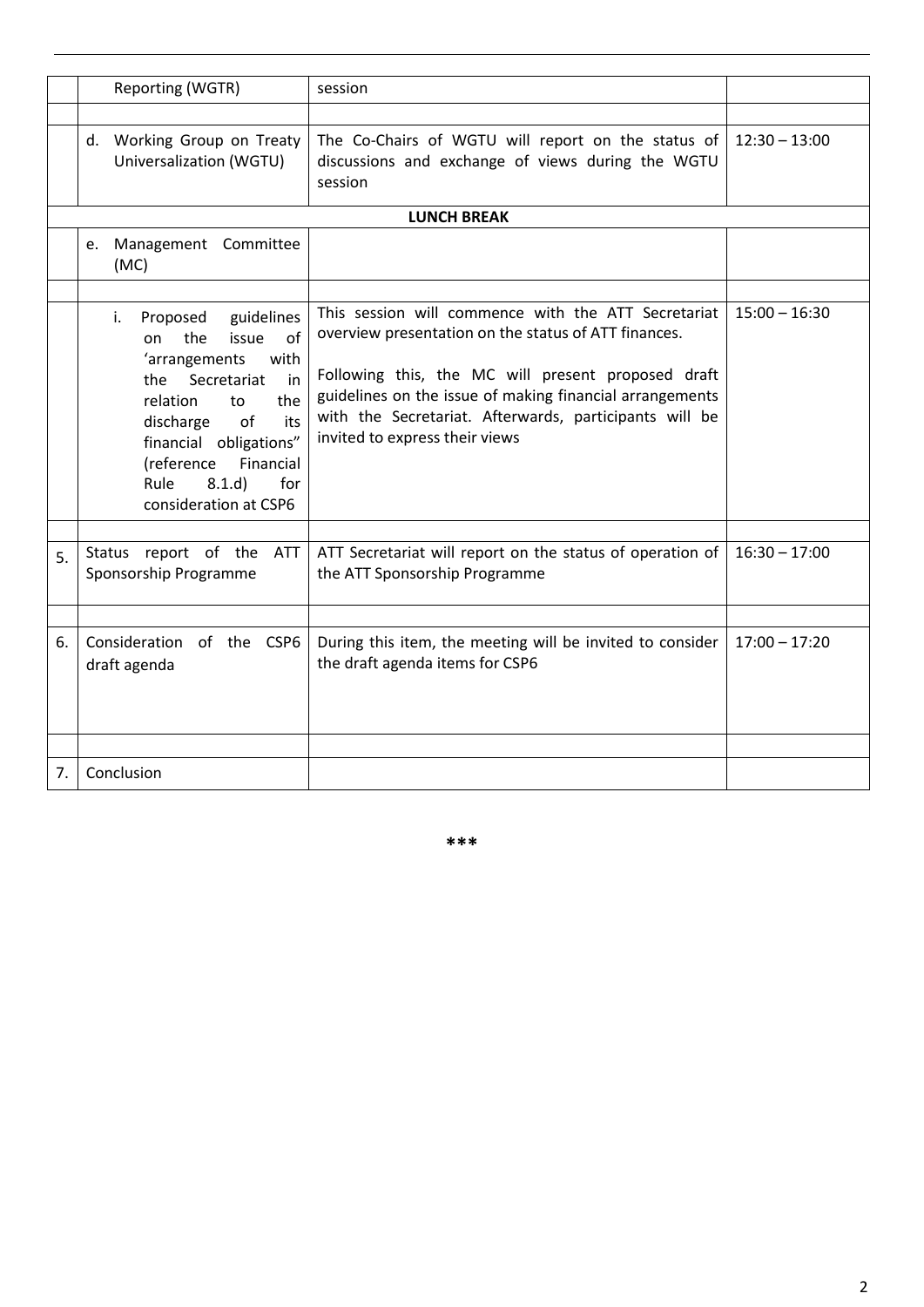| | | | |
|---|---|---|---|
| | Reporting (WGTR) | session | |
| | | | |
| | d. Working Group on Treaty Universalization (WGTU) | The Co-Chairs of WGTU will report on the status of discussions and exchange of views during the WGTU session | 12:30 – 13:00 |
| | | **LUNCH BREAK** | |
| | e. Management Committee (MC) | | |
| | | | |
| | i. Proposed guidelines on the issue of 'arrangements with the Secretariat in relation to the discharge of its financial obligations" (reference Financial Rule 8.1.d) for consideration at CSP6 | This session will commence with the ATT Secretariat overview presentation on the status of ATT finances.<br><br>Following this, the MC will present proposed draft guidelines on the issue of making financial arrangements with the Secretariat. Afterwards, participants will be invited to express their views | 15:00 – 16:30 |
| | | | |
| 5. | Status report of the ATT Sponsorship Programme | ATT Secretariat will report on the status of operation of the ATT Sponsorship Programme | 16:30 – 17:00 |
| | | | |
| 6. | Consideration of the CSP6 draft agenda | During this item, the meeting will be invited to consider the draft agenda items for CSP6 | 17:00 – 17:20 |
| | | | |
| 7. | Conclusion | | |

***